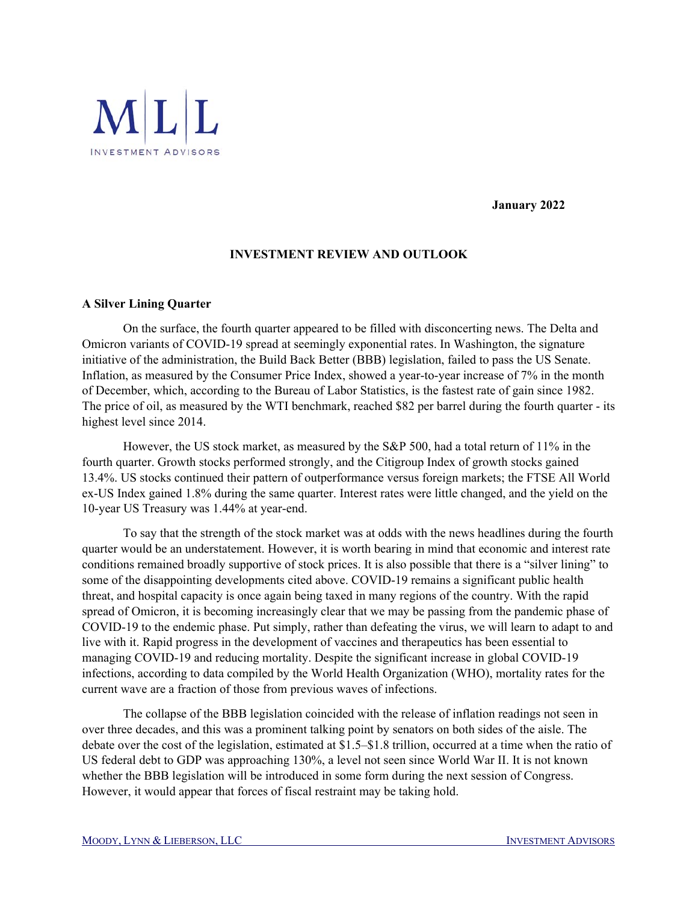M|L|L

INVESTMENT ADVISORS

**January 2022**

## INVESTMENT REVIEW AND OUTLOOK

### A Silver Lining Quarter

On the surface, the fourth quarter appeared to be filled with disconcerting news. The Delta and Omicron variants of COVID-19 spread at seemingly exponential rates. In Washington, the signature initiative of the administration, the Build Back Better (BBB) legislation, failed to pass the US Senate. Inflation, as measured by the Consumer Price Index, showed a year-to-year increase of 7% in the month of December, which, according to the Bureau of Labor Statistics, is the fastest rate of gain since 1982. The price of oil, as measured by the WTI benchmark, reached $82 per barrel during the fourth quarter - its highest level since 2014.

However, the US stock market, as measured by the S&P 500, had a total return of 11% in the fourth quarter. Growth stocks performed strongly, and the Citigroup Index of growth stocks gained 13.4%. US stocks continued their pattern of outperformance versus foreign markets; the FTSE All World ex-US Index gained 1.8% during the same quarter. Interest rates were little changed, and the yield on the 10-year US Treasury was 1.44% at year-end.

To say that the strength of the stock market was at odds with the news headlines during the fourth quarter would be an understatement. However, it is worth bearing in mind that economic and interest rate conditions remained broadly supportive of stock prices. It is also possible that there is a "silver lining" to some of the disappointing developments cited above. COVID-19 remains a significant public health threat, and hospital capacity is once again being taxed in many regions of the country. With the rapid spread of Omicron, it is becoming increasingly clear that we may be passing from the pandemic phase of COVID-19 to the endemic phase. Put simply, rather than defeating the virus, we will learn to adapt to and live with it. Rapid progress in the development of vaccines and therapeutics has been essential to managing COVID-19 and reducing mortality. Despite the significant increase in global COVID-19 infections, according to data compiled by the World Health Organization (WHO), mortality rates for the current wave are a fraction of those from previous waves of infections.

The collapse of the BBB legislation coincided with the release of inflation readings not seen in over three decades, and this was a prominent talking point by senators on both sides of the aisle. The debate over the cost of the legislation, estimated at $1.5–$1.8 trillion, occurred at a time when the ratio of US federal debt to GDP was approaching 130%, a level not seen since World War II. It is not known whether the BBB legislation will be introduced in some form during the next session of Congress. However, it would appear that forces of fiscal restraint may be taking hold.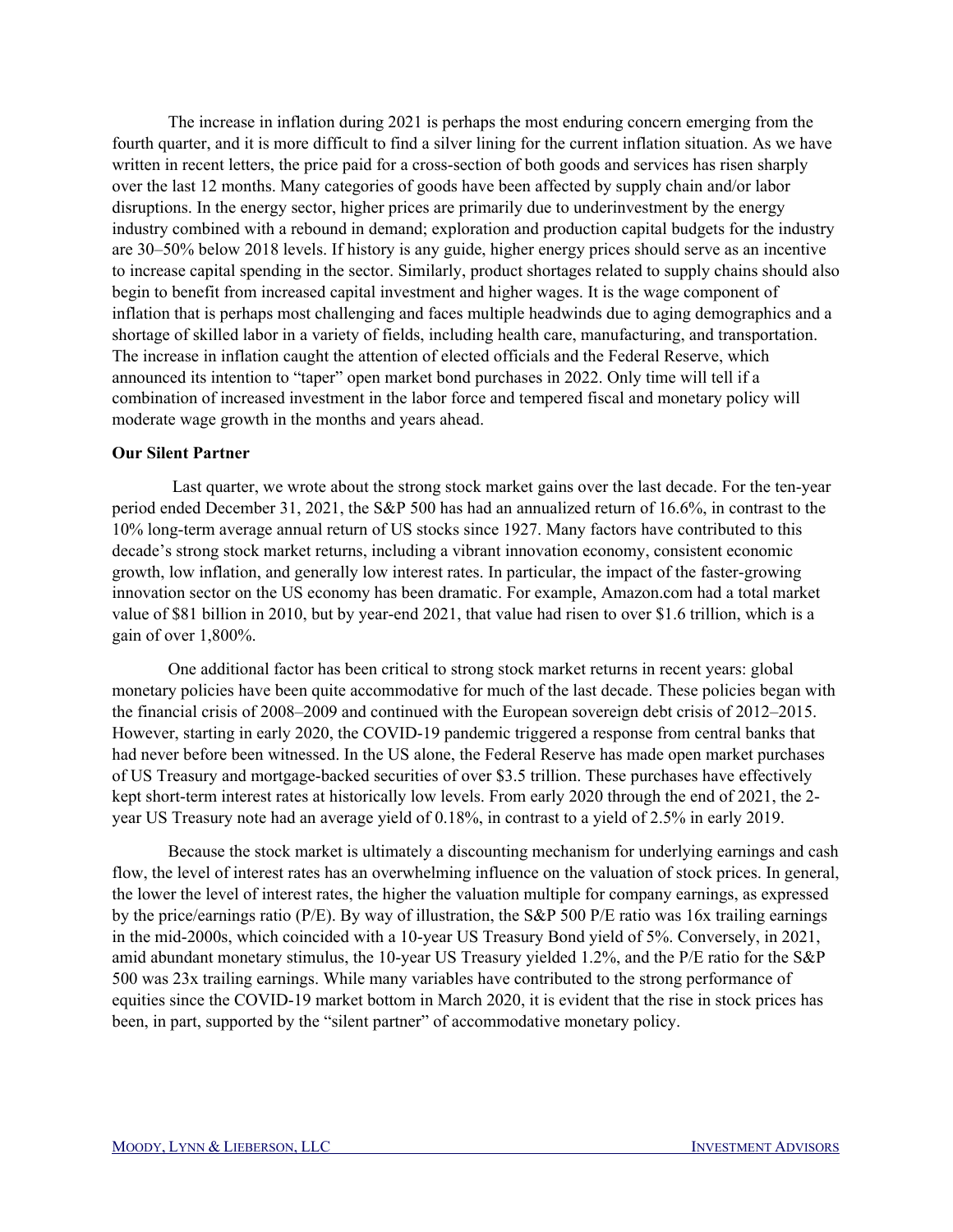The increase in inflation during 2021 is perhaps the most enduring concern emerging from the fourth quarter, and it is more difficult to find a silver lining for the current inflation situation. As we have written in recent letters, the price paid for a cross-section of both goods and services has risen sharply over the last 12 months. Many categories of goods have been affected by supply chain and/or labor disruptions. In the energy sector, higher prices are primarily due to underinvestment by the energy industry combined with a rebound in demand; exploration and production capital budgets for the industry are 30–50% below 2018 levels. If history is any guide, higher energy prices should serve as an incentive to increase capital spending in the sector. Similarly, product shortages related to supply chains should also begin to benefit from increased capital investment and higher wages. It is the wage component of inflation that is perhaps most challenging and faces multiple headwinds due to aging demographics and a shortage of skilled labor in a variety of fields, including health care, manufacturing, and transportation. The increase in inflation caught the attention of elected officials and the Federal Reserve, which announced its intention to "taper" open market bond purchases in 2022. Only time will tell if a combination of increased investment in the labor force and tempered fiscal and monetary policy will moderate wage growth in the months and years ahead.

**Our Silent Partner**

Last quarter, we wrote about the strong stock market gains over the last decade. For the ten-year period ended December 31, 2021, the S&P 500 has had an annualized return of 16.6%, in contrast to the 10% long-term average annual return of US stocks since 1927. Many factors have contributed to this decade's strong stock market returns, including a vibrant innovation economy, consistent economic growth, low inflation, and generally low interest rates. In particular, the impact of the faster-growing innovation sector on the US economy has been dramatic. For example, Amazon.com had a total market value of $81 billion in 2010, but by year-end 2021, that value had risen to over $1.6 trillion, which is a gain of over 1,800%.

One additional factor has been critical to strong stock market returns in recent years: global monetary policies have been quite accommodative for much of the last decade. These policies began with the financial crisis of 2008–2009 and continued with the European sovereign debt crisis of 2012–2015. However, starting in early 2020, the COVID-19 pandemic triggered a response from central banks that had never before been witnessed. In the US alone, the Federal Reserve has made open market purchases of US Treasury and mortgage-backed securities of over $3.5 trillion. These purchases have effectively kept short-term interest rates at historically low levels. From early 2020 through the end of 2021, the 2-year US Treasury note had an average yield of 0.18%, in contrast to a yield of 2.5% in early 2019.

Because the stock market is ultimately a discounting mechanism for underlying earnings and cash flow, the level of interest rates has an overwhelming influence on the valuation of stock prices. In general, the lower the level of interest rates, the higher the valuation multiple for company earnings, as expressed by the price/earnings ratio (P/E). By way of illustration, the S&P 500 P/E ratio was 16x trailing earnings in the mid-2000s, which coincided with a 10-year US Treasury Bond yield of 5%. Conversely, in 2021, amid abundant monetary stimulus, the 10-year US Treasury yielded 1.2%, and the P/E ratio for the S&P 500 was 23x trailing earnings. While many variables have contributed to the strong performance of equities since the COVID-19 market bottom in March 2020, it is evident that the rise in stock prices has been, in part, supported by the "silent partner" of accommodative monetary policy.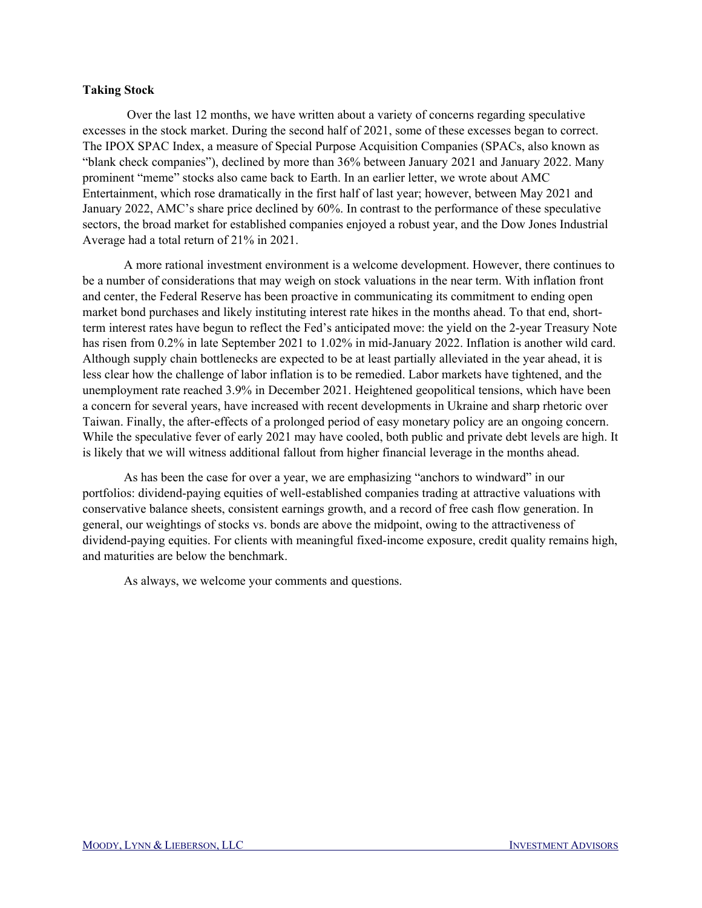**Taking Stock**

Over the last 12 months, we have written about a variety of concerns regarding speculative excesses in the stock market. During the second half of 2021, some of these excesses began to correct. The IPOX SPAC Index, a measure of Special Purpose Acquisition Companies (SPACs, also known as "blank check companies"), declined by more than 36% between January 2021 and January 2022. Many prominent "meme" stocks also came back to Earth. In an earlier letter, we wrote about AMC Entertainment, which rose dramatically in the first half of last year; however, between May 2021 and January 2022, AMC's share price declined by 60%. In contrast to the performance of these speculative sectors, the broad market for established companies enjoyed a robust year, and the Dow Jones Industrial Average had a total return of 21% in 2021.

A more rational investment environment is a welcome development. However, there continues to be a number of considerations that may weigh on stock valuations in the near term. With inflation front and center, the Federal Reserve has been proactive in communicating its commitment to ending open market bond purchases and likely instituting interest rate hikes in the months ahead. To that end, short-term interest rates have begun to reflect the Fed's anticipated move: the yield on the 2-year Treasury Note has risen from 0.2% in late September 2021 to 1.02% in mid-January 2022. Inflation is another wild card. Although supply chain bottlenecks are expected to be at least partially alleviated in the year ahead, it is less clear how the challenge of labor inflation is to be remedied. Labor markets have tightened, and the unemployment rate reached 3.9% in December 2021. Heightened geopolitical tensions, which have been a concern for several years, have increased with recent developments in Ukraine and sharp rhetoric over Taiwan. Finally, the after-effects of a prolonged period of easy monetary policy are an ongoing concern. While the speculative fever of early 2021 may have cooled, both public and private debt levels are high. It is likely that we will witness additional fallout from higher financial leverage in the months ahead.

As has been the case for over a year, we are emphasizing "anchors to windward" in our portfolios: dividend-paying equities of well-established companies trading at attractive valuations with conservative balance sheets, consistent earnings growth, and a record of free cash flow generation. In general, our weightings of stocks vs. bonds are above the midpoint, owing to the attractiveness of dividend-paying equities. For clients with meaningful fixed-income exposure, credit quality remains high, and maturities are below the benchmark.

As always, we welcome your comments and questions.